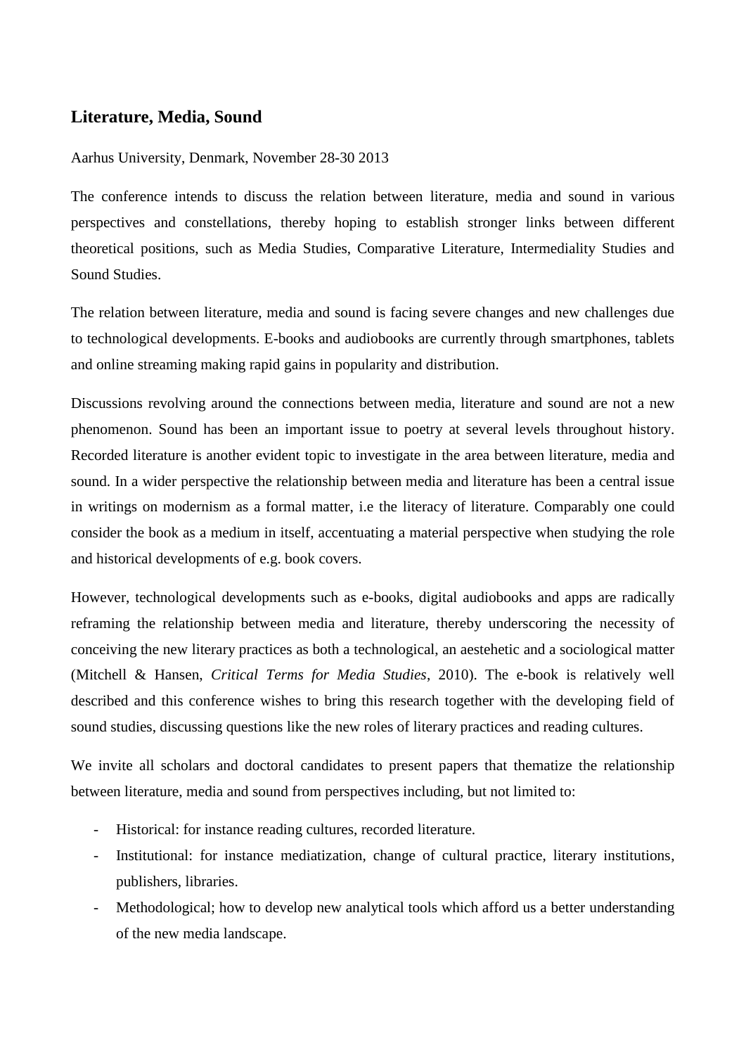## Literature, Media, Sound

Aarhus University, Denmark, November 28-30 2013

The conference intends to discuss the relation between literature, media and sound in various perspectives and constellations, thereby hoping to establish stronger links between different theoretical positions, such as Media Studies, Comparative Literature, Intermediality Studies and Sound Studies.

The relation between literature, media and sound is facing severe changes and new challenges due to technological developments. E-books and audiobooks are currently through smartphones, tablets and online streaming making rapid gains in popularity and distribution.

Discussions revolving around the connections between media, literature and sound are not a new phenomenon. Sound has been an important issue to poetry at several levels throughout history. Recorded literature is another evident topic to investigate in the area between literature, media and sound. In a wider perspective the relationship between media and literature has been a central issue in writings on modernism as a formal matter, i.e the literacy of literature. Comparably one could consider the book as a medium in itself, accentuating a material perspective when studying the role and historical developments of e.g. book covers.

However, technological developments such as e-books, digital audiobooks and apps are radically reframing the relationship between media and literature, thereby underscoring the necessity of conceiving the new literary practices as both a technological, an aestehetic and a sociological matter (Mitchell & Hansen, *Critical Terms for Media Studies*, 2010). The e-book is relatively well described and this conference wishes to bring this research together with the developing field of sound studies, discussing questions like the new roles of literary practices and reading cultures.

We invite all scholars and doctoral candidates to present papers that thematize the relationship between literature, media and sound from perspectives including, but not limited to:

- Historical: for instance reading cultures, recorded literature.
- Institutional: for instance mediatization, change of cultural practice, literary institutions, publishers, libraries.
- Methodological; how to develop new analytical tools which afford us a better understanding of the new media landscape.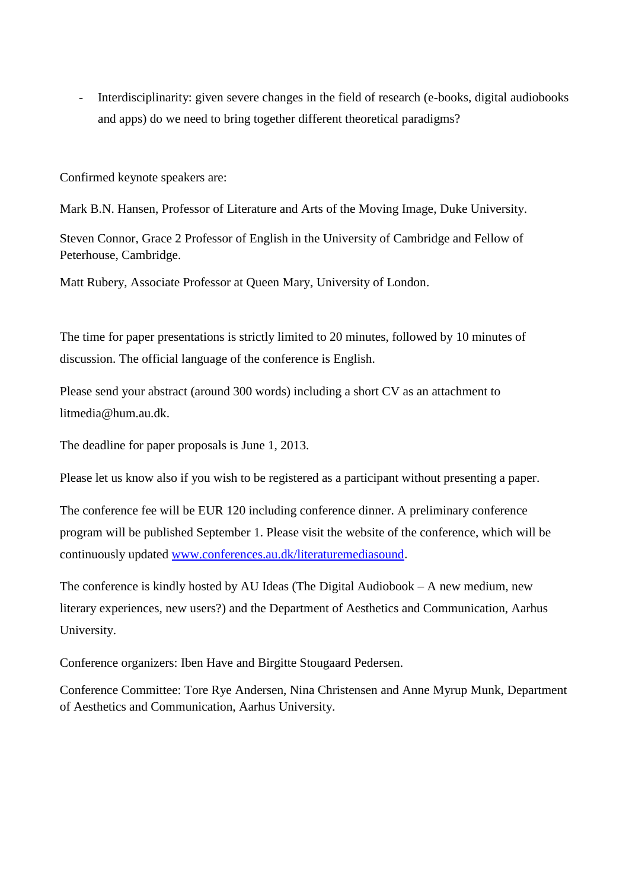- Interdisciplinarity: given severe changes in the field of research (e-books, digital audiobooks and apps) do we need to bring together different theoretical paradigms?

Confirmed keynote speakers are:

Mark B.N. Hansen, Professor of Literature and Arts of the Moving Image, Duke University.

Steven Connor, Grace 2 Professor of English in the University of Cambridge and Fellow of Peterhouse, Cambridge.

Matt Rubery, Associate Professor at Queen Mary, University of London.

The time for paper presentations is strictly limited to 20 minutes, followed by 10 minutes of discussion. The official language of the conference is English.

Please send your abstract (around 300 words) including a short CV as an attachment to litmedia@hum.au.dk.

The deadline for paper proposals is June 1, 2013.

Please let us know also if you wish to be registered as a participant without presenting a paper.

The conference fee will be EUR 120 including conference dinner. A preliminary conference program will be published September 1. Please visit the website of the conference, which will be continuously updated [www.conferences.au.dk/literaturemediasound](www.conferences.au.dk/literaturemediasound).

The conference is kindly hosted by AU Ideas (The Digital Audiobook – A new medium, new literary experiences, new users?) and the Department of Aesthetics and Communication, Aarhus University.

Conference organizers: Iben Have and Birgitte Stougaard Pedersen.

Conference Committee: Tore Rye Andersen, Nina Christensen and Anne Myrup Munk, Department of Aesthetics and Communication, Aarhus University.